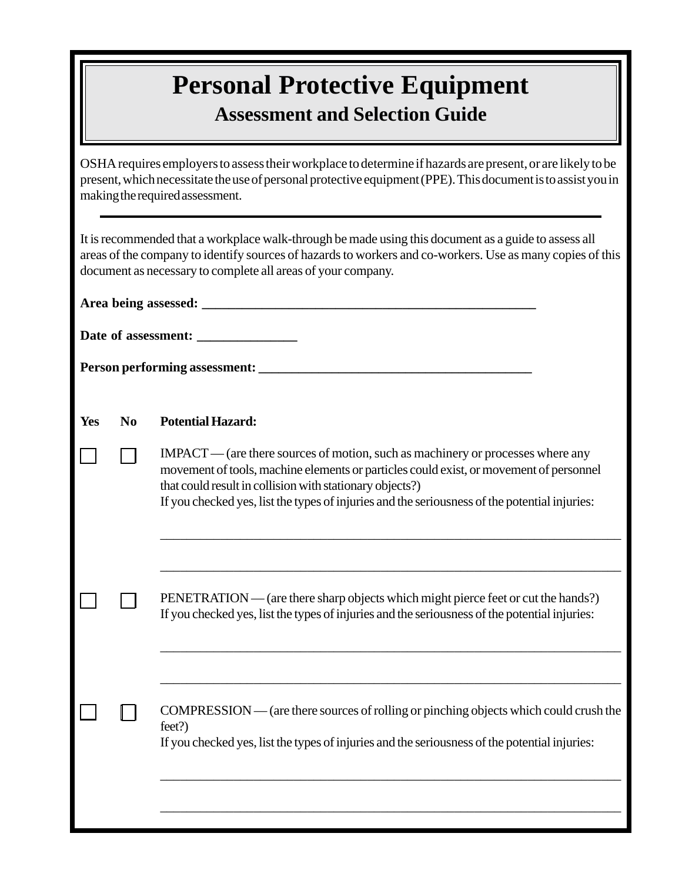# Personal Protective Equipment

## Assessment and Selection Guide

OSHA requires employers to assess their workplace to determine if hazards are present, or are likely to be present, which necessitate the use of personal protective equipment (PPE). This document is to assist you in making the required assessment.

---

It is recommended that a workplace walk-through be made using this document as a guide to assess all areas of the company to identify sources of hazards to workers and co-workers. Use as many copies of this document as necessary to complete all areas of your company.

**Area being assessed: ___________________________________________________**

**Date of assessment: _______________**

**Person performing assessment: __________________________________________**

**Yes** **No** **Potential Hazard:**

☐ ☐ IMPACT — (are there sources of motion, such as machinery or processes where any movement of tools, machine elements or particles could exist, or movement of personnel that could result in collision with stationary objects?)
If you checked yes, list the types of injuries and the seriousness of the potential injuries:

______________________________________________________________________

______________________________________________________________________

☐ ☐ PENETRATION — (are there sharp objects which might pierce feet or cut the hands?)
If you checked yes, list the types of injuries and the seriousness of the potential injuries:

______________________________________________________________________

______________________________________________________________________

☐ ☐ COMPRESSION — (are there sources of rolling or pinching objects which could crush the feet?)
If you checked yes, list the types of injuries and the seriousness of the potential injuries:

______________________________________________________________________

______________________________________________________________________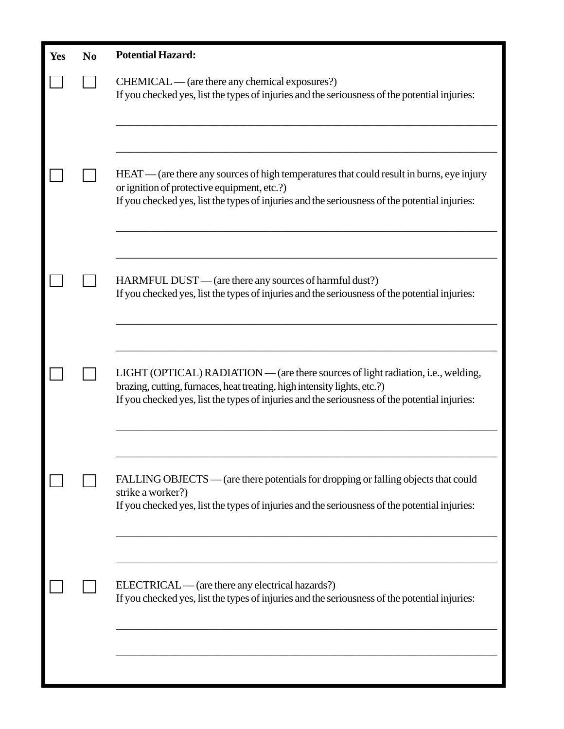| Yes | No | Potential Hazard: |
|---|---|---|
| ☐ | ☐ | CHEMICAL — (are there any chemical exposures?)<br>If you checked yes, list the types of injuries and the seriousness of the potential injuries:<br>\_\_\_\_\_\_\_\_\_\_\_\_\_\_\_\_\_\_\_\_\_\_\_\_\_\_\_\_\_\_\_\_\_\_\_\_\_\_\_\_<br>\_\_\_\_\_\_\_\_\_\_\_\_\_\_\_\_\_\_\_\_\_\_\_\_\_\_\_\_\_\_\_\_\_\_\_\_\_\_\_\_ |
| ☐ | ☐ | HEAT — (are there any sources of high temperatures that could result in burns, eye injury or ignition of protective equipment, etc.?)<br>If you checked yes, list the types of injuries and the seriousness of the potential injuries:<br>\_\_\_\_\_\_\_\_\_\_\_\_\_\_\_\_\_\_\_\_\_\_\_\_\_\_\_\_\_\_\_\_\_\_\_\_\_\_\_\_<br>\_\_\_\_\_\_\_\_\_\_\_\_\_\_\_\_\_\_\_\_\_\_\_\_\_\_\_\_\_\_\_\_\_\_\_\_\_\_\_\_ |
| ☐ | ☐ | HARMFUL DUST — (are there any sources of harmful dust?)<br>If you checked yes, list the types of injuries and the seriousness of the potential injuries:<br>\_\_\_\_\_\_\_\_\_\_\_\_\_\_\_\_\_\_\_\_\_\_\_\_\_\_\_\_\_\_\_\_\_\_\_\_\_\_\_\_<br>\_\_\_\_\_\_\_\_\_\_\_\_\_\_\_\_\_\_\_\_\_\_\_\_\_\_\_\_\_\_\_\_\_\_\_\_\_\_\_\_ |
| ☐ | ☐ | LIGHT (OPTICAL) RADIATION — (are there sources of light radiation, i.e., welding, brazing, cutting, furnaces, heat treating, high intensity lights, etc.?)<br>If you checked yes, list the types of injuries and the seriousness of the potential injuries:<br>\_\_\_\_\_\_\_\_\_\_\_\_\_\_\_\_\_\_\_\_\_\_\_\_\_\_\_\_\_\_\_\_\_\_\_\_\_\_\_\_<br>\_\_\_\_\_\_\_\_\_\_\_\_\_\_\_\_\_\_\_\_\_\_\_\_\_\_\_\_\_\_\_\_\_\_\_\_\_\_\_\_ |
| ☐ | ☐ | FALLING OBJECTS — (are there potentials for dropping or falling objects that could strike a worker?)<br>If you checked yes, list the types of injuries and the seriousness of the potential injuries:<br>\_\_\_\_\_\_\_\_\_\_\_\_\_\_\_\_\_\_\_\_\_\_\_\_\_\_\_\_\_\_\_\_\_\_\_\_\_\_\_\_<br>\_\_\_\_\_\_\_\_\_\_\_\_\_\_\_\_\_\_\_\_\_\_\_\_\_\_\_\_\_\_\_\_\_\_\_\_\_\_\_\_ |
| ☐ | ☐ | ELECTRICAL — (are there any electrical hazards?)<br>If you checked yes, list the types of injuries and the seriousness of the potential injuries:<br>\_\_\_\_\_\_\_\_\_\_\_\_\_\_\_\_\_\_\_\_\_\_\_\_\_\_\_\_\_\_\_\_\_\_\_\_\_\_\_\_<br>\_\_\_\_\_\_\_\_\_\_\_\_\_\_\_\_\_\_\_\_\_\_\_\_\_\_\_\_\_\_\_\_\_\_\_\_\_\_\_\_ |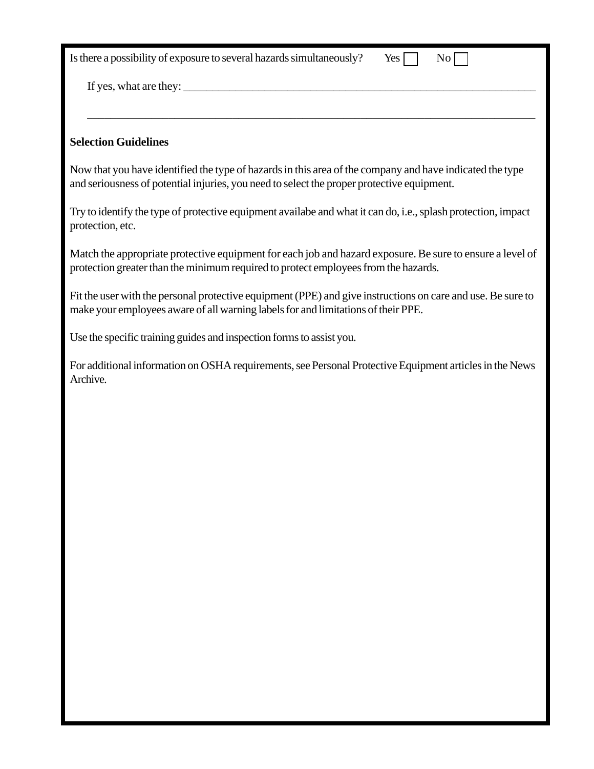Is there a possibility of exposure to several hazards simultaneously? Yes ☐ No ☐

If yes, what are they: ____________________________________________________________

_______________________________________________________________________________

**Selection Guidelines**

Now that you have identified the type of hazards in this area of the company and have indicated the type and seriousness of potential injuries, you need to select the proper protective equipment.

Try to identify the type of protective equipment availabe and what it can do, i.e., splash protection, impact protection, etc.

Match the appropriate protective equipment for each job and hazard exposure. Be sure to ensure a level of protection greater than the minimum required to protect employees from the hazards.

Fit the user with the personal protective equipment (PPE) and give instructions on care and use. Be sure to make your employees aware of all warning labels for and limitations of their PPE.

Use the specific training guides and inspection forms to assist you.

For additional information on OSHA requirements, see Personal Protective Equipment articles in the News Archive.